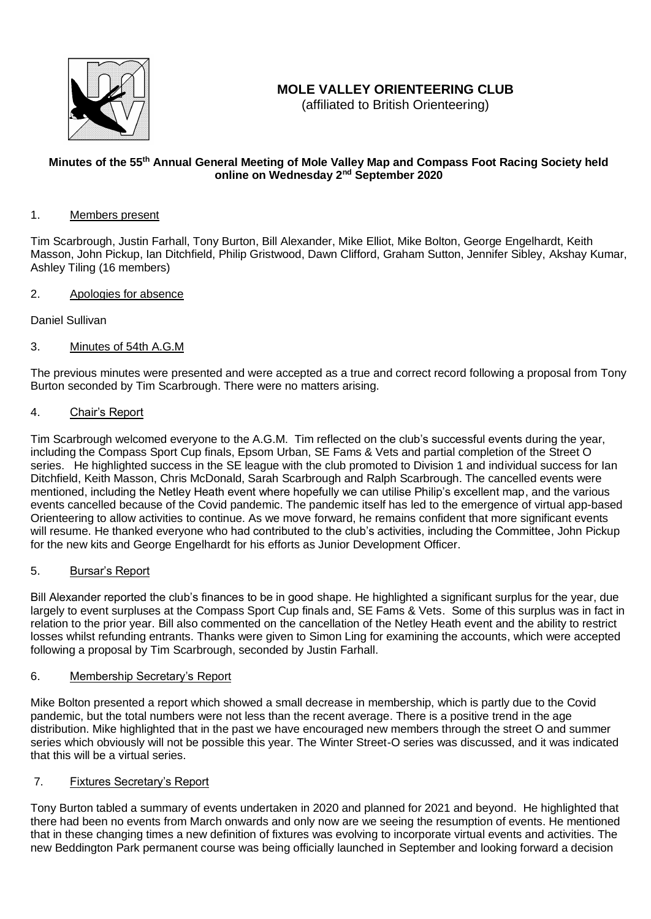# MOLE VALLEY ORIENTEERING CLUB

(affiliated to British Orienteering)

**Minutes of the 55th Annual General Meeting of Mole Valley Map and Compass Foot Racing Society held online on Wednesday 2nd September 2020**

## 1. Members present

Tim Scarbrough, Justin Farhall, Tony Burton, Bill Alexander, Mike Elliot, Mike Bolton, George Engelhardt, Keith Masson, John Pickup, Ian Ditchfield, Philip Gristwood, Dawn Clifford, Graham Sutton, Jennifer Sibley, Akshay Kumar, Ashley Tiling (16 members)

## 2. Apologies for absence

Daniel Sullivan

## 3. Minutes of 54th A.G.M

The previous minutes were presented and were accepted as a true and correct record following a proposal from Tony Burton seconded by Tim Scarbrough. There were no matters arising.

## 4. Chair's Report

Tim Scarbrough welcomed everyone to the A.G.M. Tim reflected on the club's successful events during the year, including the Compass Sport Cup finals, Epsom Urban, SE Fams & Vets and partial completion of the Street O series. He highlighted success in the SE league with the club promoted to Division 1 and individual success for Ian Ditchfield, Keith Masson, Chris McDonald, Sarah Scarbrough and Ralph Scarbrough. The cancelled events were mentioned, including the Netley Heath event where hopefully we can utilise Philip's excellent map, and the various events cancelled because of the Covid pandemic. The pandemic itself has led to the emergence of virtual app-based Orienteering to allow activities to continue. As we move forward, he remains confident that more significant events will resume. He thanked everyone who had contributed to the club's activities, including the Committee, John Pickup for the new kits and George Engelhardt for his efforts as Junior Development Officer.

## 5. Bursar's Report

Bill Alexander reported the club's finances to be in good shape. He highlighted a significant surplus for the year, due largely to event surpluses at the Compass Sport Cup finals and, SE Fams & Vets. Some of this surplus was in fact in relation to the prior year. Bill also commented on the cancellation of the Netley Heath event and the ability to restrict losses whilst refunding entrants. Thanks were given to Simon Ling for examining the accounts, which were accepted following a proposal by Tim Scarbrough, seconded by Justin Farhall.

## 6. Membership Secretary's Report

Mike Bolton presented a report which showed a small decrease in membership, which is partly due to the Covid pandemic, but the total numbers were not less than the recent average. There is a positive trend in the age distribution. Mike highlighted that in the past we have encouraged new members through the street O and summer series which obviously will not be possible this year. The Winter Street-O series was discussed, and it was indicated that this will be a virtual series.

## 7. Fixtures Secretary's Report

Tony Burton tabled a summary of events undertaken in 2020 and planned for 2021 and beyond. He highlighted that there had been no events from March onwards and only now are we seeing the resumption of events. He mentioned that in these changing times a new definition of fixtures was evolving to incorporate virtual events and activities. The new Beddington Park permanent course was being officially launched in September and looking forward a decision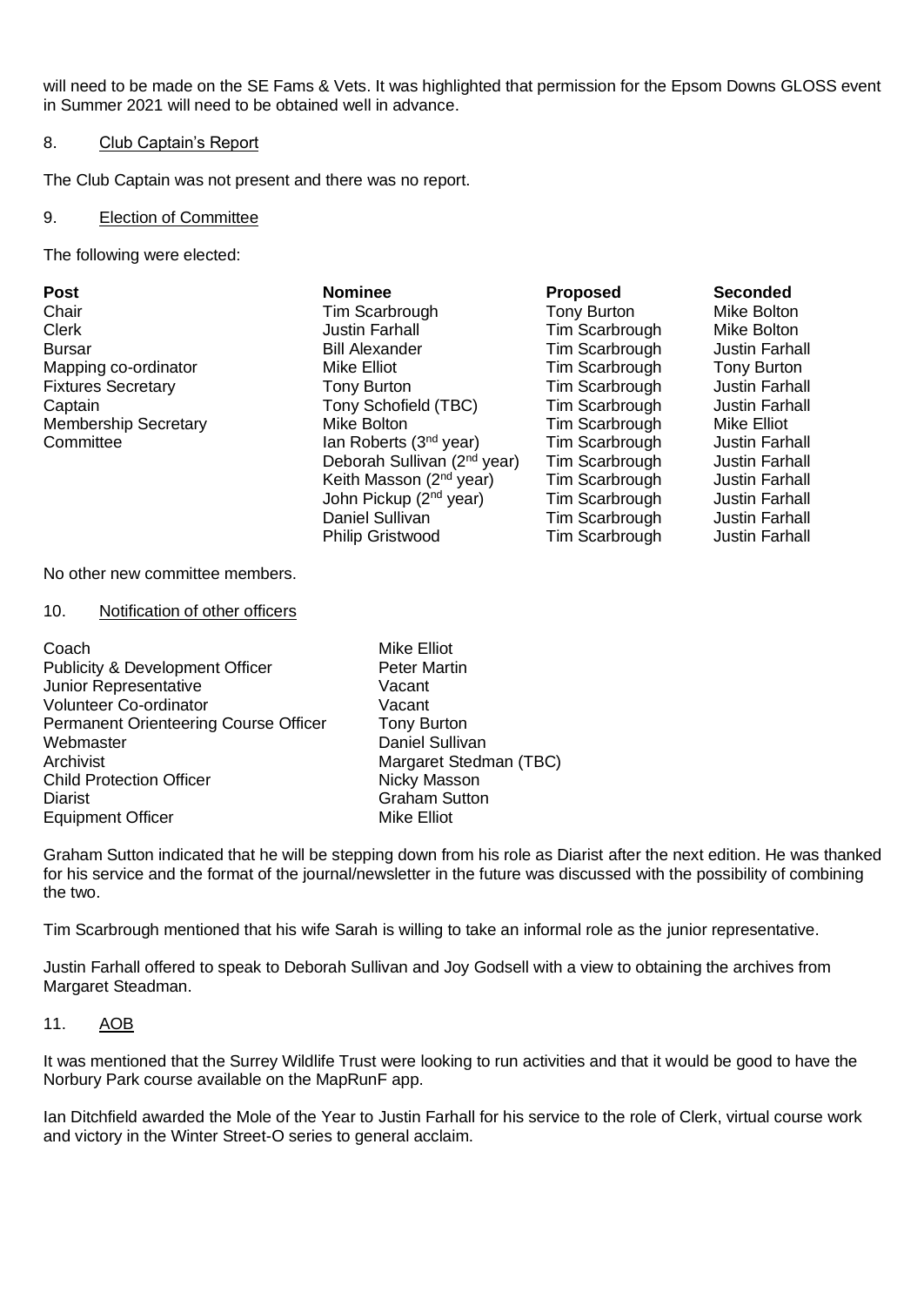will need to be made on the SE Fams & Vets. It was highlighted that permission for the Epsom Downs GLOSS event in Summer 2021 will need to be obtained well in advance.

8. Club Captain's Report

The Club Captain was not present and there was no report.

9. Election of Committee

The following were elected:

| Post | Nominee | Proposed | Seconded |
|---|---|---|---|
| Chair | Tim Scarbrough | Tony Burton | Mike Bolton |
| Clerk | Justin Farhall | Tim Scarbrough | Mike Bolton |
| Bursar | Bill Alexander | Tim Scarbrough | Justin Farhall |
| Mapping co-ordinator | Mike Elliot | Tim Scarbrough | Tony Burton |
| Fixtures Secretary | Tony Burton | Tim Scarbrough | Justin Farhall |
| Captain | Tony Schofield (TBC) | Tim Scarbrough | Justin Farhall |
| Membership Secretary | Mike Bolton | Tim Scarbrough | Mike Elliot |
| Committee | Ian Roberts (3rd year) | Tim Scarbrough | Justin Farhall |
| | Deborah Sullivan (2nd year) | Tim Scarbrough | Justin Farhall |
| | Keith Masson (2nd year) | Tim Scarbrough | Justin Farhall |
| | John Pickup (2nd year) | Tim Scarbrough | Justin Farhall |
| | Daniel Sullivan | Tim Scarbrough | Justin Farhall |
| | Philip Gristwood | Tim Scarbrough | Justin Farhall |

No other new committee members.

10. Notification of other officers

| | |
|---|---|
| Coach | Mike Elliot |
| Publicity & Development Officer | Peter Martin |
| Junior Representative | Vacant |
| Volunteer Co-ordinator | Vacant |
| Permanent Orienteering Course Officer | Tony Burton |
| Webmaster | Daniel Sullivan |
| Archivist | Margaret Stedman (TBC) |
| Child Protection Officer | Nicky Masson |
| Diarist | Graham Sutton |
| Equipment Officer | Mike Elliot |

Graham Sutton indicated that he will be stepping down from his role as Diarist after the next edition. He was thanked for his service and the format of the journal/newsletter in the future was discussed with the possibility of combining the two.

Tim Scarbrough mentioned that his wife Sarah is willing to take an informal role as the junior representative.

Justin Farhall offered to speak to Deborah Sullivan and Joy Godsell with a view to obtaining the archives from Margaret Steadman.

11. AOB

It was mentioned that the Surrey Wildlife Trust were looking to run activities and that it would be good to have the Norbury Park course available on the MapRunF app.

Ian Ditchfield awarded the Mole of the Year to Justin Farhall for his service to the role of Clerk, virtual course work and victory in the Winter Street-O series to general acclaim.